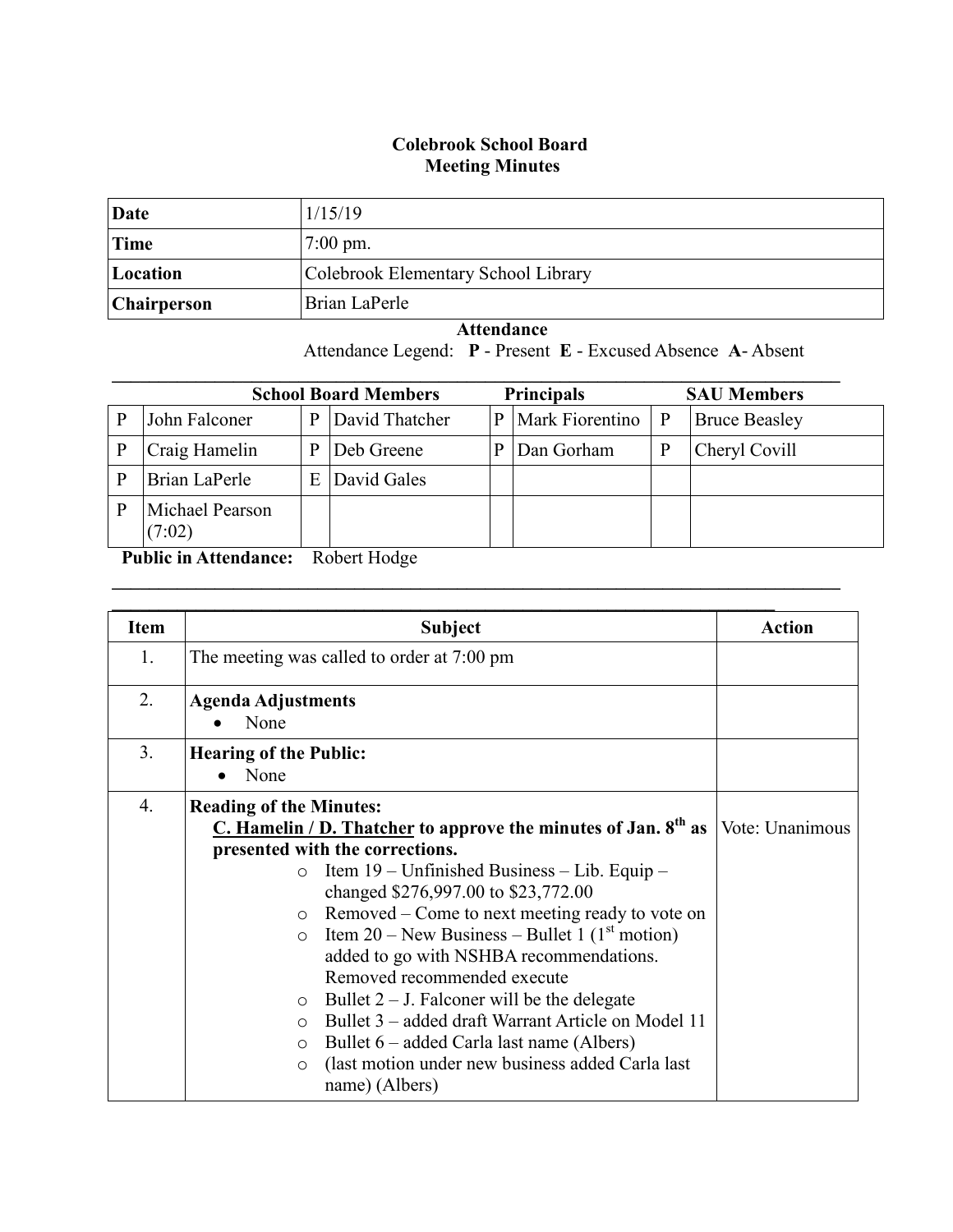**Colebrook School Board**
**Meeting Minutes**

| | |
|---|---|
| **Date** | 1/15/19 |
| **Time** | 7:00 pm. |
| **Location** | Colebrook Elementary School Library |
| **Chairperson** | Brian LaPerle |

**Attendance**

Attendance Legend: **P** - Present **E** - Excused Absence **A**- Absent

| School Board Members | | | | Principals | | SAU Members | |
|---|---|---|---|---|---|---|---|
| P | John Falconer | P | David Thatcher | P | Mark Fiorentino | P | Bruce Beasley |
| P | Craig Hamelin | P | Deb Greene | P | Dan Gorham | P | Cheryl Covill |
| P | Brian LaPerle | E | David Gales | | | | |
| P | Michael Pearson (7:02) | | | | | | |

**Public in Attendance:** Robert Hodge

| Item | Subject | Action |
|---|---|---|
| 1. | The meeting was called to order at 7:00 pm | |
| 2. | **Agenda Adjustments**<br>• None | |
| 3. | **Hearing of the Public:**<br>• None | |
| 4. | **Reading of the Minutes:**<br>**C. Hamelin / D. Thatcher to approve the minutes of Jan. 8th as presented with the corrections.**<br>○ Item 19 – Unfinished Business – Lib. Equip – changed $276,997.00 to $23,772.00<br>○ Removed – Come to next meeting ready to vote on<br>○ Item 20 – New Business – Bullet 1 (1st motion) added to go with NSHBA recommendations. Removed recommended execute<br>○ Bullet 2 – J. Falconer will be the delegate<br>○ Bullet 3 – added draft Warrant Article on Model 11<br>○ Bullet 6 – added Carla last name (Albers)<br>○ (last motion under new business added Carla last name) (Albers) | Vote: Unanimous |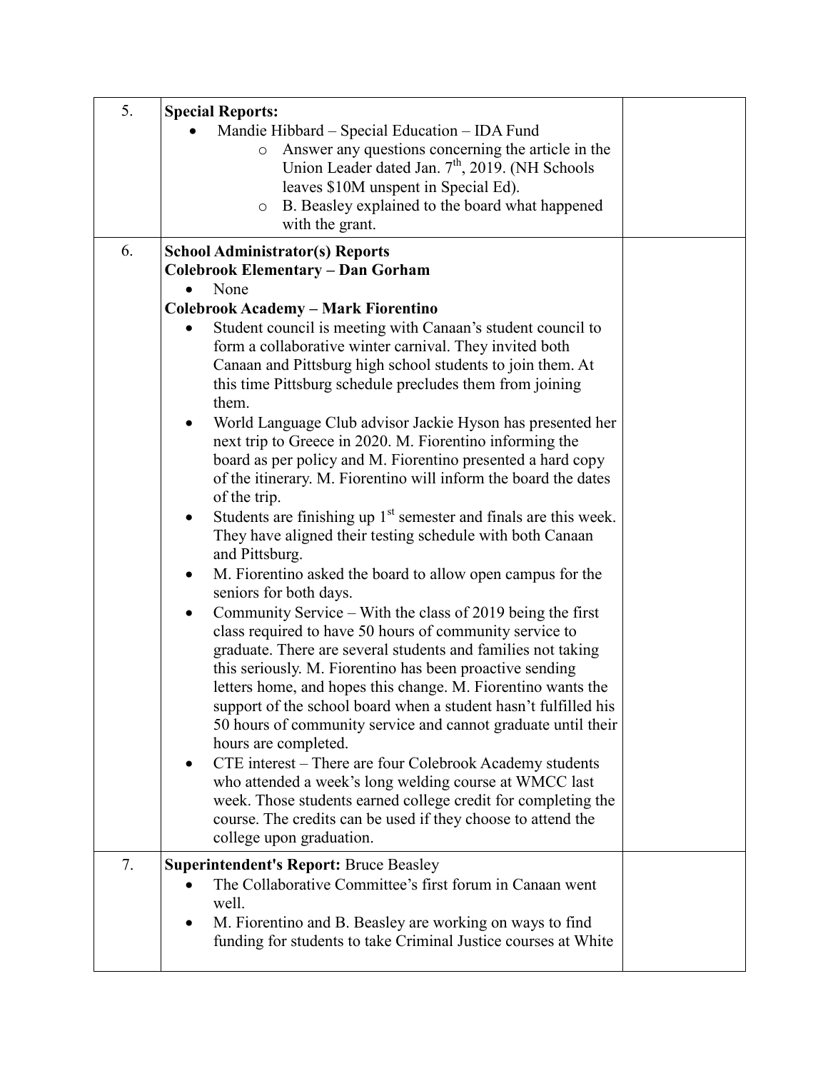| | | |
|---|---|---|
| 5. | **Special Reports:**<br>• Mandie Hibbard – Special Education – IDA Fund<br>&nbsp;&nbsp;&nbsp;&nbsp;o Answer any questions concerning the article in the Union Leader dated Jan. 7th, 2019. (NH Schools leaves $10M unspent in Special Ed).<br>&nbsp;&nbsp;&nbsp;&nbsp;o B. Beasley explained to the board what happened with the grant. | |
| 6. | **School Administrator(s) Reports**<br>**Colebrook Elementary – Dan Gorham**<br>• None<br>**Colebrook Academy – Mark Fiorentino**<br>• Student council is meeting with Canaan's student council to form a collaborative winter carnival. They invited both Canaan and Pittsburg high school students to join them. At this time Pittsburg schedule precludes them from joining them.<br>• World Language Club advisor Jackie Hyson has presented her next trip to Greece in 2020. M. Fiorentino informing the board as per policy and M. Fiorentino presented a hard copy of the itinerary. M. Fiorentino will inform the board the dates of the trip.<br>• Students are finishing up 1st semester and finals are this week. They have aligned their testing schedule with both Canaan and Pittsburg.<br>• M. Fiorentino asked the board to allow open campus for the seniors for both days.<br>• Community Service – With the class of 2019 being the first class required to have 50 hours of community service to graduate. There are several students and families not taking this seriously. M. Fiorentino has been proactive sending letters home, and hopes this change. M. Fiorentino wants the support of the school board when a student hasn't fulfilled his 50 hours of community service and cannot graduate until their hours are completed.<br>• CTE interest – There are four Colebrook Academy students who attended a week's long welding course at WMCC last week. Those students earned college credit for completing the course. The credits can be used if they choose to attend the college upon graduation. | |
| 7. | **Superintendent's Report:** Bruce Beasley<br>• The Collaborative Committee's first forum in Canaan went well.<br>• M. Fiorentino and B. Beasley are working on ways to find funding for students to take Criminal Justice courses at White | |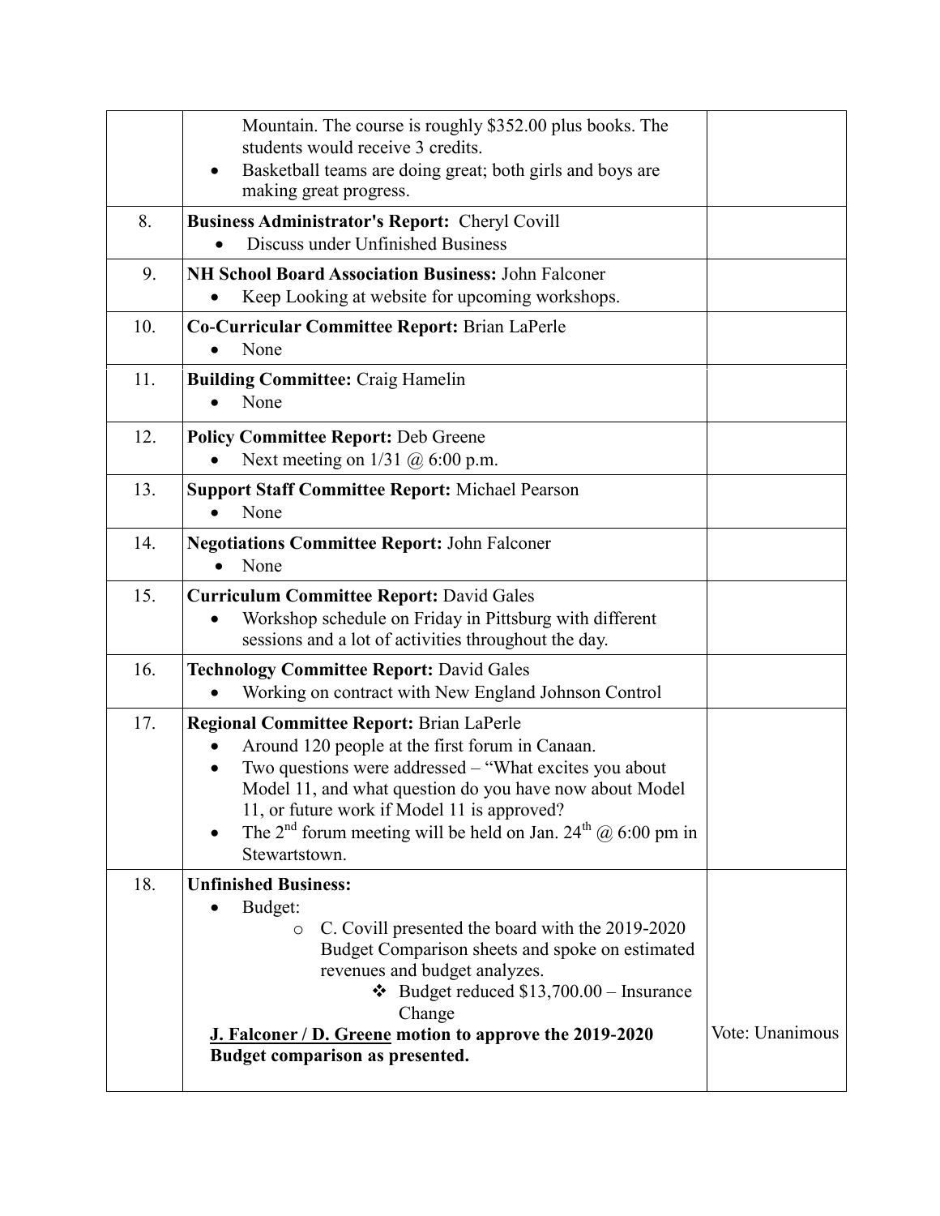| | | |
|---|---|---|
| | <ul><li>Mountain. The course is roughly $352.00 plus books. The students would receive 3 credits.</li><li>Basketball teams are doing great; both girls and boys are making great progress.</li></ul> | |
| 8. | **Business Administrator's Report:** Cheryl Covill<ul><li>Discuss under Unfinished Business</li></ul> | |
| 9. | **NH School Board Association Business:** John Falconer<ul><li>Keep Looking at website for upcoming workshops.</li></ul> | |
| 10. | **Co-Curricular Committee Report:** Brian LaPerle<ul><li>None</li></ul> | |
| 11. | **Building Committee:** Craig Hamelin<ul><li>None</li></ul> | |
| 12. | **Policy Committee Report:** Deb Greene<ul><li>Next meeting on 1/31 @ 6:00 p.m.</li></ul> | |
| 13. | **Support Staff Committee Report:** Michael Pearson<ul><li>None</li></ul> | |
| 14. | **Negotiations Committee Report:** John Falconer<ul><li>None</li></ul> | |
| 15. | **Curriculum Committee Report:** David Gales<ul><li>Workshop schedule on Friday in Pittsburg with different sessions and a lot of activities throughout the day.</li></ul> | |
| 16. | **Technology Committee Report:** David Gales<ul><li>Working on contract with New England Johnson Control</li></ul> | |
| 17. | **Regional Committee Report:** Brian LaPerle<ul><li>Around 120 people at the first forum in Canaan.</li><li>Two questions were addressed – "What excites you about Model 11, and what question do you have now about Model 11, or future work if Model 11 is approved?</li><li>The 2nd forum meeting will be held on Jan. 24th @ 6:00 pm in Stewartstown.</li></ul> | |
| 18. | **Unfinished Business:**<ul><li>Budget:<ul><li>C. Covill presented the board with the 2019-2020 Budget Comparison sheets and spoke on estimated revenues and budget analyzes.<ul><li>Budget reduced $13,700.00 – Insurance Change</li></ul></li></ul></li></ul>**<u>J. Falconer / D. Greene</u> motion to approve the 2019-2020 Budget comparison as presented.** | Vote: Unanimous |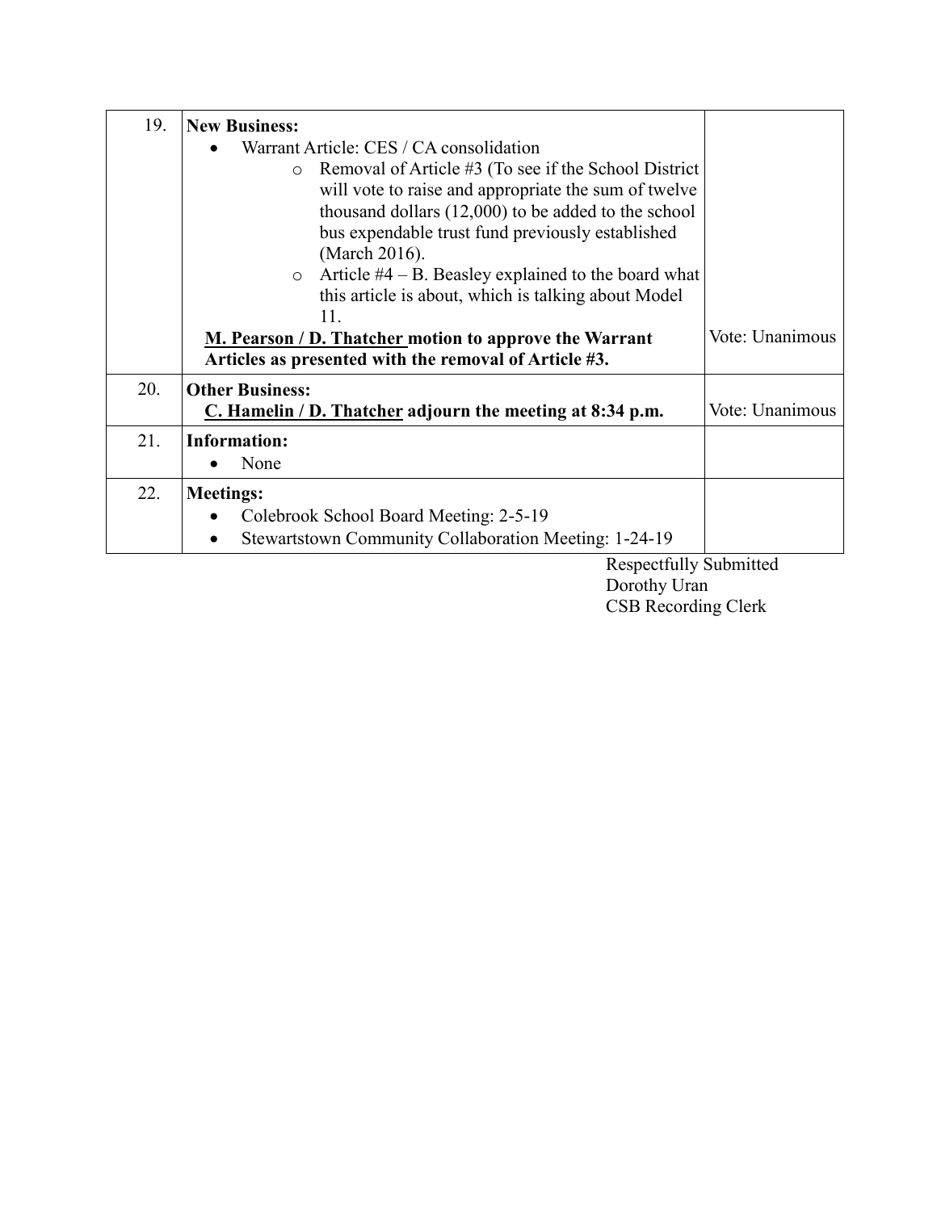| | | |
|---|---|---|
| 19. | **New Business:**<br>• Warrant Article: CES / CA consolidation<br>  o Removal of Article #3 (To see if the School District will vote to raise and appropriate the sum of twelve thousand dollars (12,000) to be added to the school bus expendable trust fund previously established (March 2016).<br>  o Article #4 – B. Beasley explained to the board what this article is about, which is talking about Model 11.<br>**M. Pearson / D. Thatcher motion to approve the Warrant Articles as presented with the removal of Article #3.** | Vote: Unanimous |
| 20. | **Other Business:**<br>**C. Hamelin / D. Thatcher adjourn the meeting at 8:34 p.m.** | Vote: Unanimous |
| 21. | **Information:**<br>• None | |
| 22. | **Meetings:**<br>• Colebrook School Board Meeting: 2-5-19<br>• Stewartstown Community Collaboration Meeting: 1-24-19 | |

Respectfully Submitted
Dorothy Uran
CSB Recording Clerk